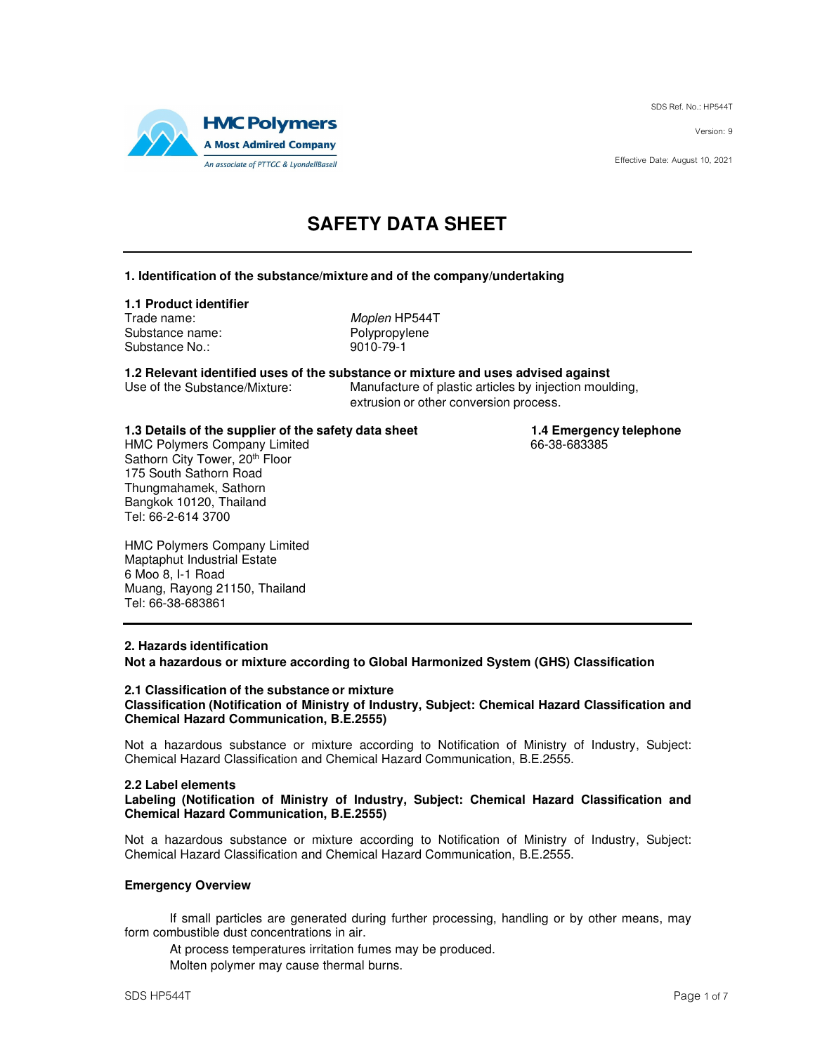HMC Polymers
A Most Admired Company
An associate of PTTGC & LyondellBasell

SDS Ref. No.: HP544T

Version: 9

Effective Date: August 10, 2021

# SAFETY DATA SHEET

## 1. Identification of the substance/mixture and of the company/undertaking

### 1.1 Product identifier

| | |
|---|---|
| Trade name: | *Moplen* HP544T |
| Substance name: | Polypropylene |
| Substance No.: | 9010-79-1 |

### 1.2 Relevant identified uses of the substance or mixture and uses advised against

Use of the Substance/Mixture: Manufacture of plastic articles by injection moulding, extrusion or other conversion process.

### 1.3 Details of the supplier of the safety data sheet

HMC Polymers Company Limited
Sathorn City Tower, 20th Floor
175 South Sathorn Road
Thungmahamek, Sathorn
Bangkok 10120, Thailand
Tel: 66-2-614 3700

HMC Polymers Company Limited
Maptaphut Industrial Estate
6 Moo 8, I-1 Road
Muang, Rayong 21150, Thailand
Tel: 66-38-683861

### 1.4 Emergency telephone

66-38-683385

## 2. Hazards identification

**Not a hazardous or mixture according to Global Harmonized System (GHS) Classification**

### 2.1 Classification of the substance or mixture

**Classification (Notification of Ministry of Industry, Subject: Chemical Hazard Classification and Chemical Hazard Communication, B.E.2555)**

Not a hazardous substance or mixture according to Notification of Ministry of Industry, Subject: Chemical Hazard Classification and Chemical Hazard Communication, B.E.2555.

### 2.2 Label elements

**Labeling (Notification of Ministry of Industry, Subject: Chemical Hazard Classification and Chemical Hazard Communication, B.E.2555)**

Not a hazardous substance or mixture according to Notification of Ministry of Industry, Subject: Chemical Hazard Classification and Chemical Hazard Communication, B.E.2555.

**Emergency Overview**

If small particles are generated during further processing, handling or by other means, may form combustible dust concentrations in air.

At process temperatures irritation fumes may be produced.

Molten polymer may cause thermal burns.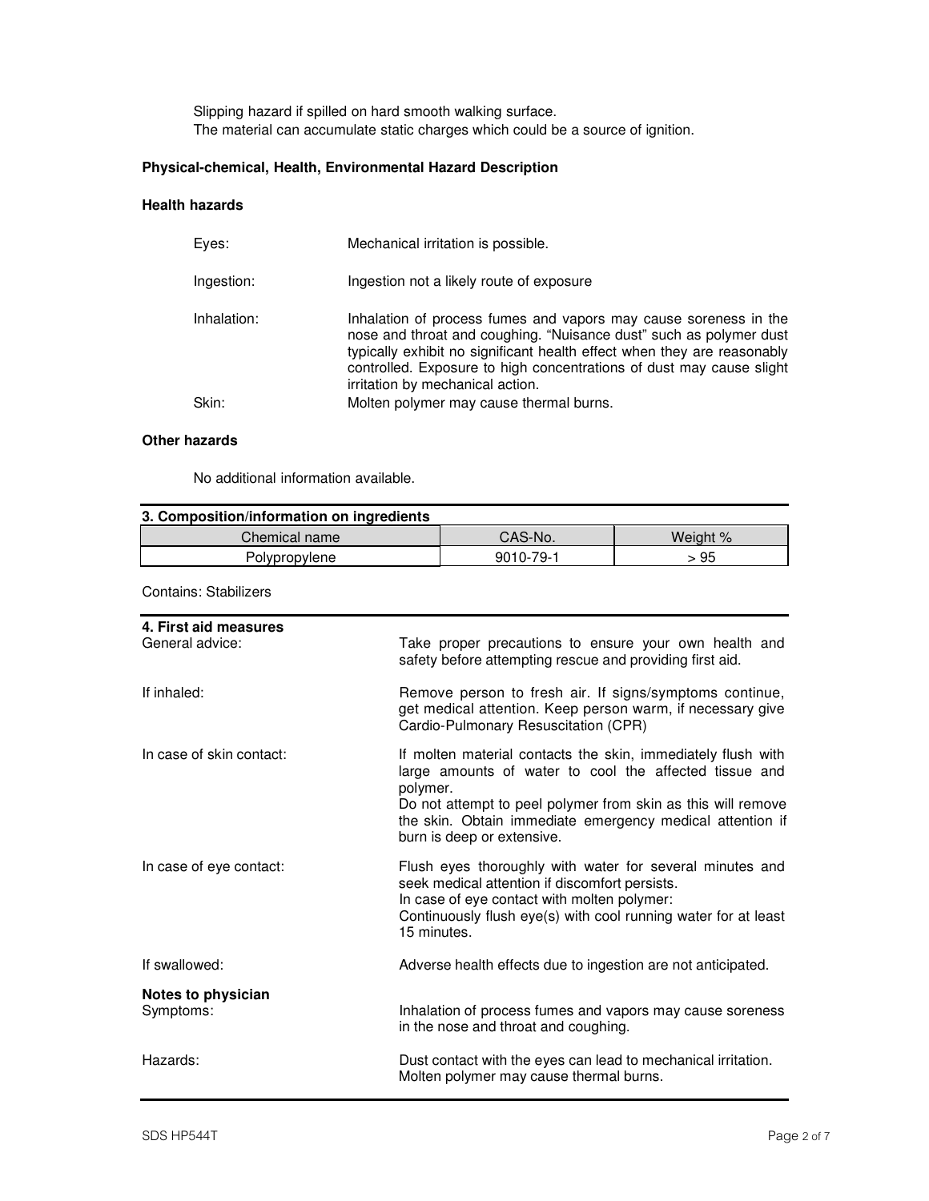Slipping hazard if spilled on hard smooth walking surface.
The material can accumulate static charges which could be a source of ignition.

**Physical-chemical, Health, Environmental Hazard Description**

**Health hazards**

Eyes: Mechanical irritation is possible.

Ingestion: Ingestion not a likely route of exposure

Inhalation: Inhalation of process fumes and vapors may cause soreness in the nose and throat and coughing. "Nuisance dust" such as polymer dust typically exhibit no significant health effect when they are reasonably controlled. Exposure to high concentrations of dust may cause slight irritation by mechanical action.

Skin: Molten polymer may cause thermal burns.

**Other hazards**

No additional information available.

## 3. Composition/information on ingredients

| Chemical name | CAS-No. | Weight % |
|---|---|---|
| Polypropylene | 9010-79-1 | > 95 |

Contains: Stabilizers

## 4. First aid measures

General advice: Take proper precautions to ensure your own health and safety before attempting rescue and providing first aid.

If inhaled: Remove person to fresh air. If signs/symptoms continue, get medical attention. Keep person warm, if necessary give Cardio-Pulmonary Resuscitation (CPR)

In case of skin contact: If molten material contacts the skin, immediately flush with large amounts of water to cool the affected tissue and polymer.
Do not attempt to peel polymer from skin as this will remove the skin. Obtain immediate emergency medical attention if burn is deep or extensive.

In case of eye contact: Flush eyes thoroughly with water for several minutes and seek medical attention if discomfort persists.
In case of eye contact with molten polymer:
Continuously flush eye(s) with cool running water for at least 15 minutes.

If swallowed: Adverse health effects due to ingestion are not anticipated.

**Notes to physician**

Symptoms: Inhalation of process fumes and vapors may cause soreness in the nose and throat and coughing.

Hazards: Dust contact with the eyes can lead to mechanical irritation.
Molten polymer may cause thermal burns.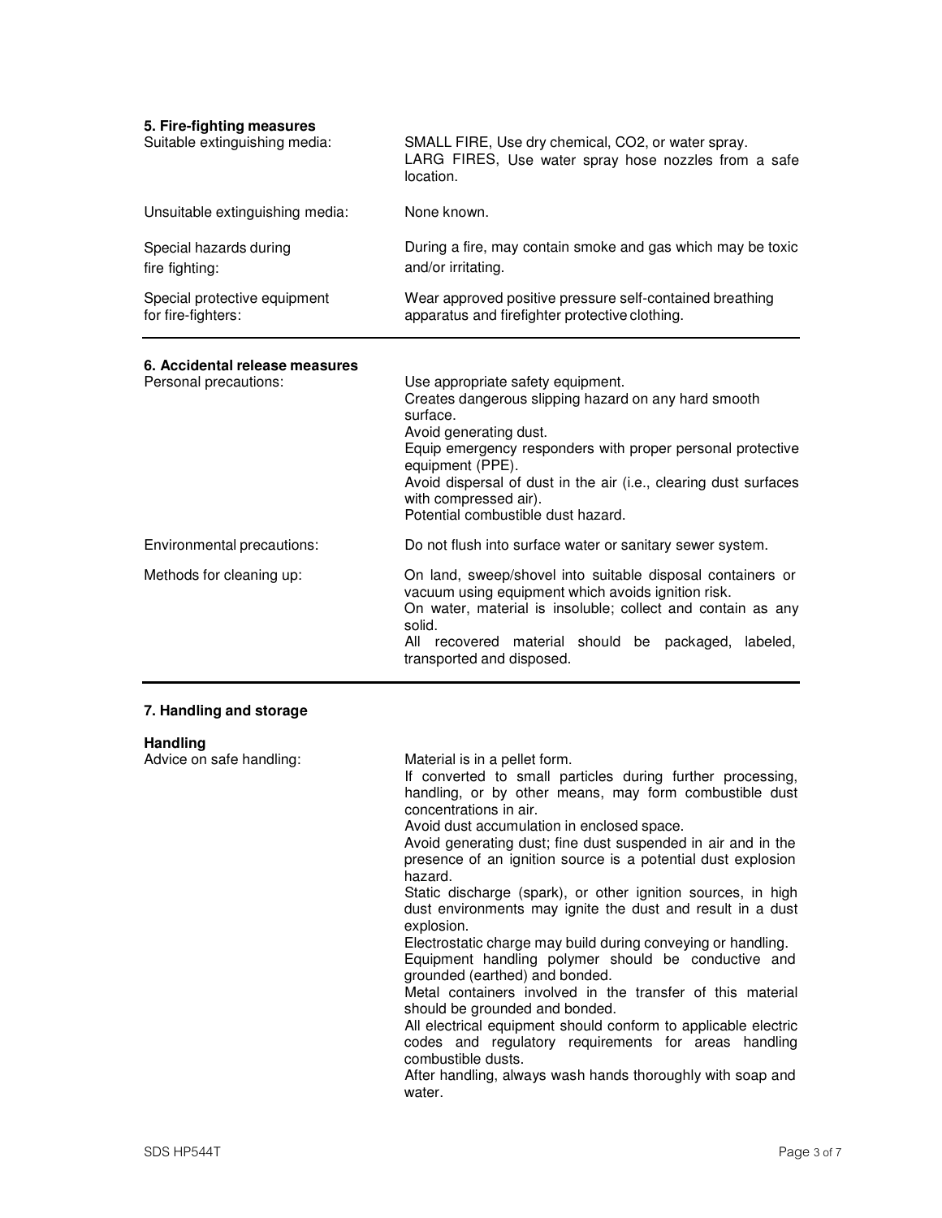## 5. Fire-fighting measures

| | |
|---|---|
| Suitable extinguishing media: | SMALL FIRE, Use dry chemical, $CO_2$, or water spray. LARG FIRES, Use water spray hose nozzles from a safe location. |
| Unsuitable extinguishing media: | None known. |
| Special hazards during fire fighting: | During a fire, may contain smoke and gas which may be toxic and/or irritating. |
| Special protective equipment for fire-fighters: | Wear approved positive pressure self-contained breathing apparatus and firefighter protective clothing. |

## 6. Accidental release measures

| | |
|---|---|
| Personal precautions: | Use appropriate safety equipment.<br>Creates dangerous slipping hazard on any hard smooth surface.<br>Avoid generating dust.<br>Equip emergency responders with proper personal protective equipment (PPE).<br>Avoid dispersal of dust in the air (i.e., clearing dust surfaces with compressed air).<br>Potential combustible dust hazard. |
| Environmental precautions: | Do not flush into surface water or sanitary sewer system. |
| Methods for cleaning up: | On land, sweep/shovel into suitable disposal containers or vacuum using equipment which avoids ignition risk.<br>On water, material is insoluble; collect and contain as any solid.<br>All recovered material should be packaged, labeled, transported and disposed. |

## 7. Handling and storage

### Handling

| | |
|---|---|
| Advice on safe handling: | Material is in a pellet form.<br>If converted to small particles during further processing, handling, or by other means, may form combustible dust concentrations in air.<br>Avoid dust accumulation in enclosed space.<br>Avoid generating dust; fine dust suspended in air and in the presence of an ignition source is a potential dust explosion hazard.<br>Static discharge (spark), or other ignition sources, in high dust environments may ignite the dust and result in a dust explosion.<br>Electrostatic charge may build during conveying or handling.<br>Equipment handling polymer should be conductive and grounded (earthed) and bonded.<br>Metal containers involved in the transfer of this material should be grounded and bonded.<br>All electrical equipment should conform to applicable electric codes and regulatory requirements for areas handling combustible dusts.<br>After handling, always wash hands thoroughly with soap and water. |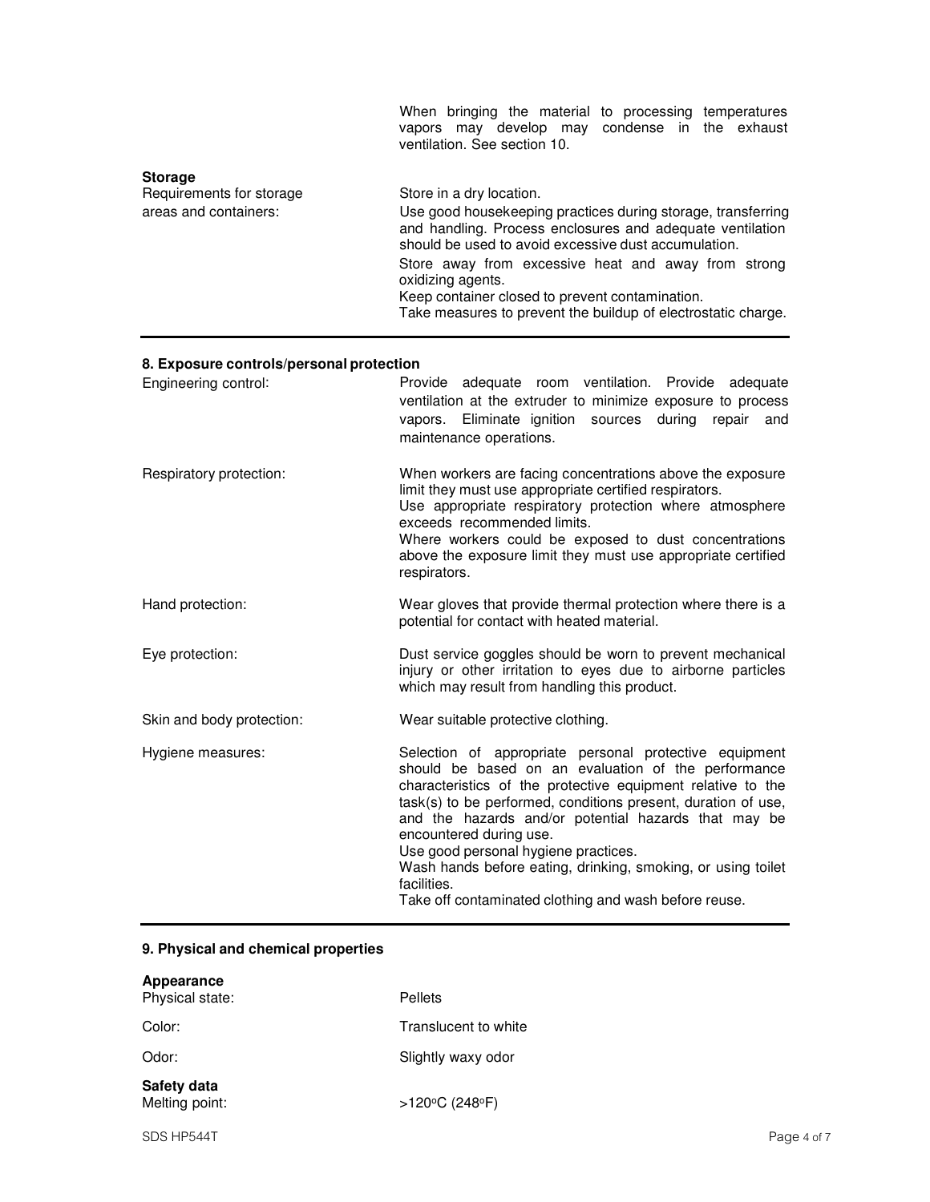When bringing the material to processing temperatures vapors may develop may condense in the exhaust ventilation. See section 10.

**Storage**

| | |
|---|---|
| Requirements for storage areas and containers: | Store in a dry location.<br>Use good housekeeping practices during storage, transferring and handling. Process enclosures and adequate ventilation should be used to avoid excessive dust accumulation.<br>Store away from excessive heat and away from strong oxidizing agents.<br>Keep container closed to prevent contamination.<br>Take measures to prevent the buildup of electrostatic charge. |

## 8. Exposure controls/personal protection

| | |
|---|---|
| Engineering control: | Provide adequate room ventilation. Provide adequate ventilation at the extruder to minimize exposure to process vapors. Eliminate ignition sources during repair and maintenance operations. |
| Respiratory protection: | When workers are facing concentrations above the exposure limit they must use appropriate certified respirators.<br>Use appropriate respiratory protection where atmosphere exceeds recommended limits.<br>Where workers could be exposed to dust concentrations above the exposure limit they must use appropriate certified respirators. |
| Hand protection: | Wear gloves that provide thermal protection where there is a potential for contact with heated material. |
| Eye protection: | Dust service goggles should be worn to prevent mechanical injury or other irritation to eyes due to airborne particles which may result from handling this product. |
| Skin and body protection: | Wear suitable protective clothing. |
| Hygiene measures: | Selection of appropriate personal protective equipment should be based on an evaluation of the performance characteristics of the protective equipment relative to the task(s) to be performed, conditions present, duration of use, and the hazards and/or potential hazards that may be encountered during use.<br>Use good personal hygiene practices.<br>Wash hands before eating, drinking, smoking, or using toilet facilities.<br>Take off contaminated clothing and wash before reuse. |

## 9. Physical and chemical properties

**Appearance**

| | |
|---|---|
| Physical state: | Pellets |
| Color: | Translucent to white |
| Odor: | Slightly waxy odor |

**Safety data**

| | |
|---|---|
| Melting point: | >120°C (248°F) |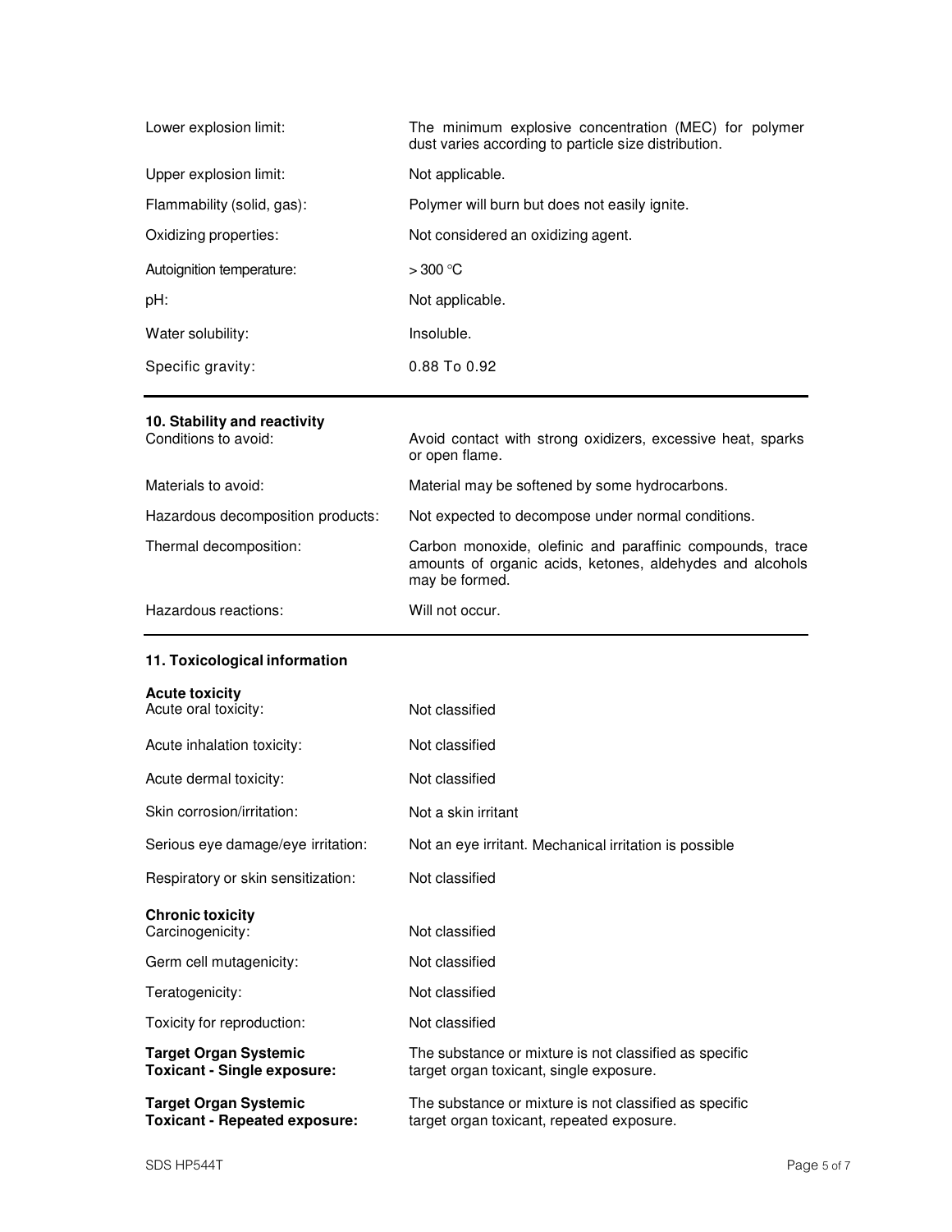| | |
|---|---|
| Lower explosion limit: | The minimum explosive concentration (MEC) for polymer dust varies according to particle size distribution. |
| Upper explosion limit: | Not applicable. |
| Flammability (solid, gas): | Polymer will burn but does not easily ignite. |
| Oxidizing properties: | Not considered an oxidizing agent. |
| Autoignition temperature: | > 300 °C |
| pH: | Not applicable. |
| Water solubility: | Insoluble. |
| Specific gravity: | 0.88 To 0.92 |

## 10. Stability and reactivity

| | |
|---|---|
| Conditions to avoid: | Avoid contact with strong oxidizers, excessive heat, sparks or open flame. |
| Materials to avoid: | Material may be softened by some hydrocarbons. |
| Hazardous decomposition products: | Not expected to decompose under normal conditions. |
| Thermal decomposition: | Carbon monoxide, olefinic and paraffinic compounds, trace amounts of organic acids, ketones, aldehydes and alcohols may be formed. |
| Hazardous reactions: | Will not occur. |

## 11. Toxicological information

**Acute toxicity**

| | |
|---|---|
| Acute oral toxicity: | Not classified |
| Acute inhalation toxicity: | Not classified |
| Acute dermal toxicity: | Not classified |
| Skin corrosion/irritation: | Not a skin irritant |
| Serious eye damage/eye irritation: | Not an eye irritant. Mechanical irritation is possible |
| Respiratory or skin sensitization: | Not classified |

**Chronic toxicity**

| | |
|---|---|
| Carcinogenicity: | Not classified |
| Germ cell mutagenicity: | Not classified |
| Teratogenicity: | Not classified |
| Toxicity for reproduction: | Not classified |
| **Target Organ Systemic Toxicant - Single exposure:** | The substance or mixture is not classified as specific target organ toxicant, single exposure. |
| **Target Organ Systemic Toxicant - Repeated exposure:** | The substance or mixture is not classified as specific target organ toxicant, repeated exposure. |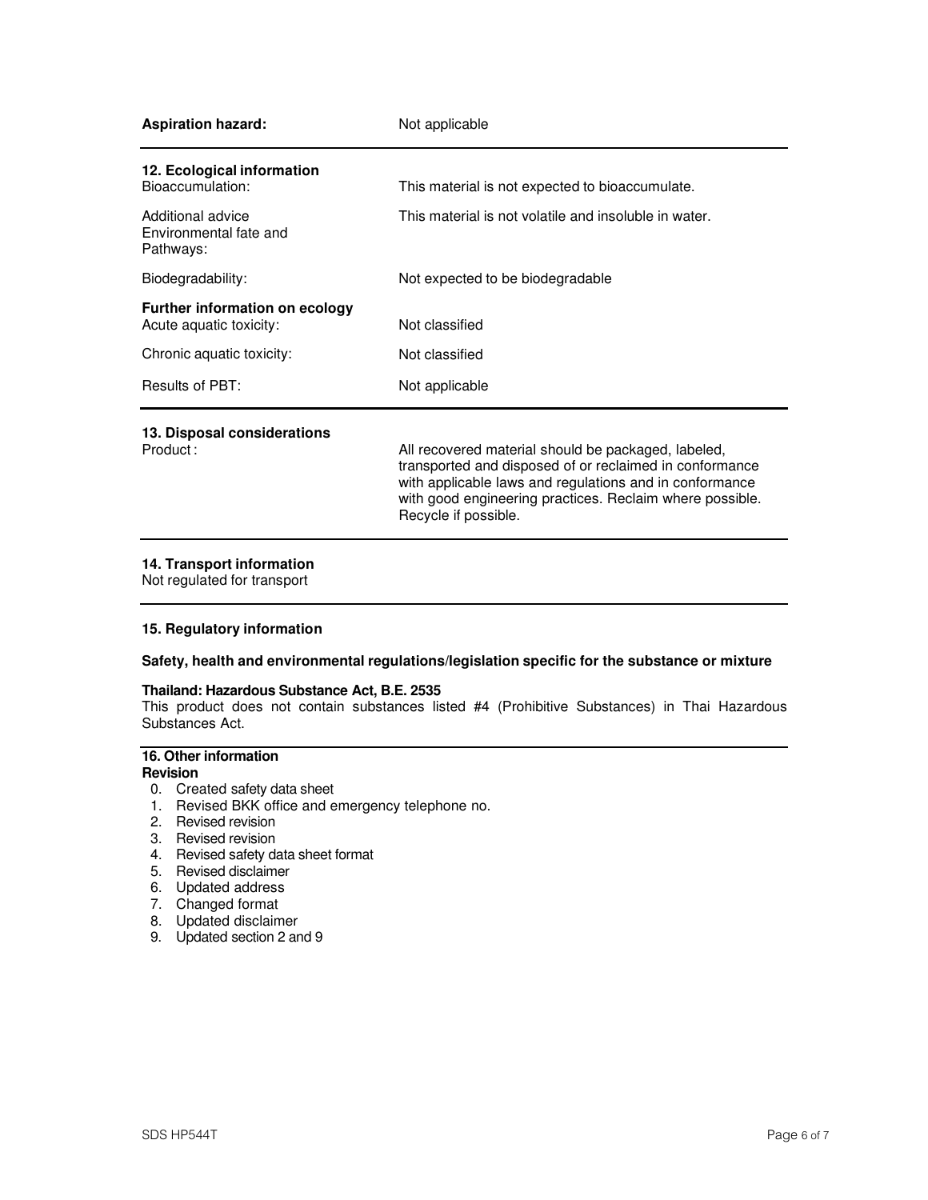| | |
|---|---|
| **Aspiration hazard:** | Not applicable |

## 12. Ecological information

| | |
|---|---|
| Bioaccumulation: | This material is not expected to bioaccumulate. |
| Additional advice Environmental fate and Pathways: | This material is not volatile and insoluble in water. |
| Biodegradability: | Not expected to be biodegradable |

**Further information on ecology**

| | |
|---|---|
| Acute aquatic toxicity: | Not classified |
| Chronic aquatic toxicity: | Not classified |
| Results of PBT: | Not applicable |

## 13. Disposal considerations

| | |
|---|---|
| Product : | All recovered material should be packaged, labeled, transported and disposed of or reclaimed in conformance with applicable laws and regulations and in conformance with good engineering practices. Reclaim where possible. Recycle if possible. |

## 14. Transport information

Not regulated for transport

## 15. Regulatory information

**Safety, health and environmental regulations/legislation specific for the substance or mixture**

**Thailand: Hazardous Substance Act, B.E. 2535**

This product does not contain substances listed #4 (Prohibitive Substances) in Thai Hazardous Substances Act.

## 16. Other information

**Revision**

0. Created safety data sheet
1. Revised BKK office and emergency telephone no.
2. Revised revision
3. Revised revision
4. Revised safety data sheet format
5. Revised disclaimer
6. Updated address
7. Changed format
8. Updated disclaimer
9. Updated section 2 and 9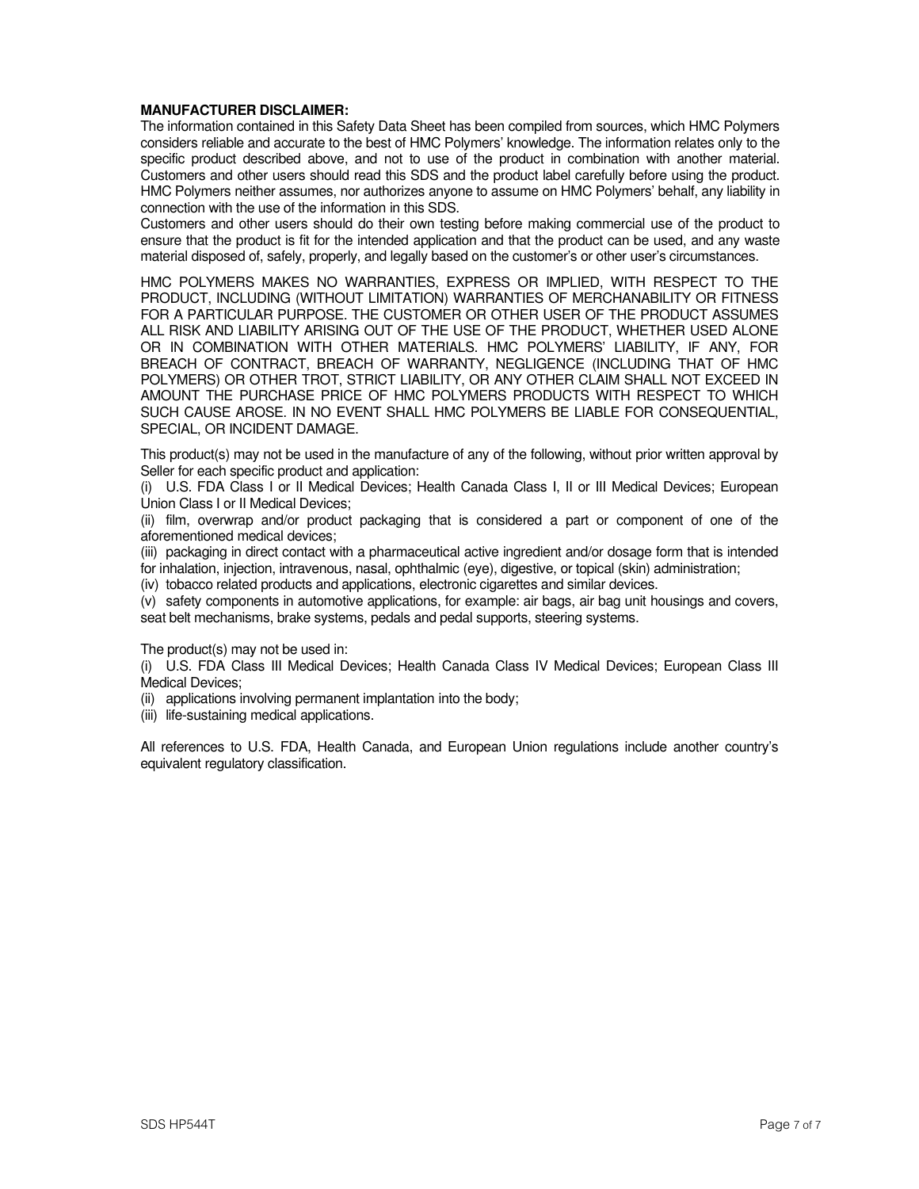**MANUFACTURER DISCLAIMER:**

The information contained in this Safety Data Sheet has been compiled from sources, which HMC Polymers considers reliable and accurate to the best of HMC Polymers' knowledge. The information relates only to the specific product described above, and not to use of the product in combination with another material. Customers and other users should read this SDS and the product label carefully before using the product. HMC Polymers neither assumes, nor authorizes anyone to assume on HMC Polymers' behalf, any liability in connection with the use of the information in this SDS.

Customers and other users should do their own testing before making commercial use of the product to ensure that the product is fit for the intended application and that the product can be used, and any waste material disposed of, safely, properly, and legally based on the customer's or other user's circumstances.

HMC POLYMERS MAKES NO WARRANTIES, EXPRESS OR IMPLIED, WITH RESPECT TO THE PRODUCT, INCLUDING (WITHOUT LIMITATION) WARRANTIES OF MERCHANABILITY OR FITNESS FOR A PARTICULAR PURPOSE. THE CUSTOMER OR OTHER USER OF THE PRODUCT ASSUMES ALL RISK AND LIABILITY ARISING OUT OF THE USE OF THE PRODUCT, WHETHER USED ALONE OR IN COMBINATION WITH OTHER MATERIALS. HMC POLYMERS' LIABILITY, IF ANY, FOR BREACH OF CONTRACT, BREACH OF WARRANTY, NEGLIGENCE (INCLUDING THAT OF HMC POLYMERS) OR OTHER TROT, STRICT LIABILITY, OR ANY OTHER CLAIM SHALL NOT EXCEED IN AMOUNT THE PURCHASE PRICE OF HMC POLYMERS PRODUCTS WITH RESPECT TO WHICH SUCH CAUSE AROSE. IN NO EVENT SHALL HMC POLYMERS BE LIABLE FOR CONSEQUENTIAL, SPECIAL, OR INCIDENT DAMAGE.

This product(s) may not be used in the manufacture of any of the following, without prior written approval by Seller for each specific product and application:

(i) U.S. FDA Class I or II Medical Devices; Health Canada Class I, II or III Medical Devices; European Union Class I or II Medical Devices;

(ii) film, overwrap and/or product packaging that is considered a part or component of one of the aforementioned medical devices;

(iii) packaging in direct contact with a pharmaceutical active ingredient and/or dosage form that is intended for inhalation, injection, intravenous, nasal, ophthalmic (eye), digestive, or topical (skin) administration;

(iv) tobacco related products and applications, electronic cigarettes and similar devices.

(v) safety components in automotive applications, for example: air bags, air bag unit housings and covers, seat belt mechanisms, brake systems, pedals and pedal supports, steering systems.

The product(s) may not be used in:

(i) U.S. FDA Class III Medical Devices; Health Canada Class IV Medical Devices; European Class III Medical Devices;

(ii) applications involving permanent implantation into the body;

(iii) life-sustaining medical applications.

All references to U.S. FDA, Health Canada, and European Union regulations include another country's equivalent regulatory classification.